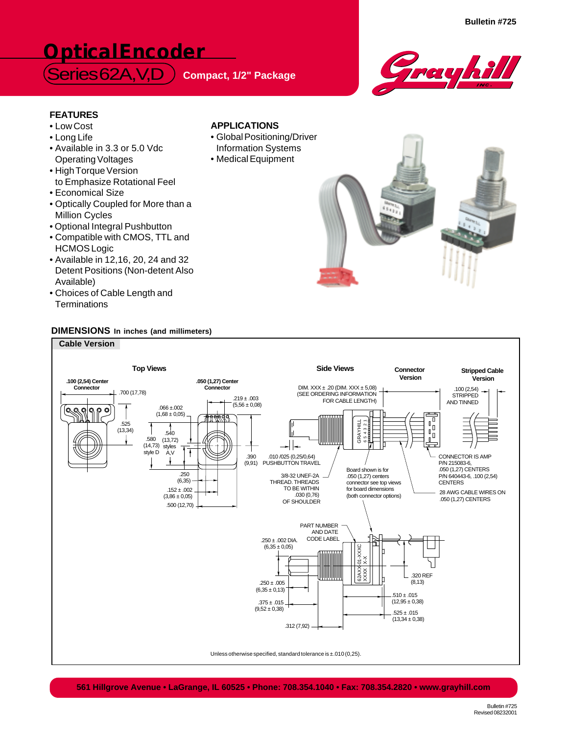Bulletin #725

# Optical Encoder

## Series 62A,V,D

**Compact, 1/2" Package**

Grayhill INC.

### FEATURES

- Low Cost
- Long Life
- Available in 3.3 or 5.0 Vdc Operating Voltages
- High Torque Version to Emphasize Rotational Feel
- Economical Size
- Optically Coupled for More than a Million Cycles
- Optional Integral Pushbutton
- Compatible with CMOS, TTL and HCMOS Logic
- Available in 12,16, 20, 24 and 32 Detent Positions (Non-detent Also Available)
- Choices of Cable Length and Terminations

### APPLICATIONS

- Global Positioning/Driver Information Systems
- Medical Equipment

### DIMENSIONS In inches (and millimeters)

**Cable Version**

**Top Views**

.100 (2,54) Center Connector

.050 (1,27) Center Connector

.700 (17,78)

.066 ±.002 (1,68 ± 0,05)

.219 ± .003 (5,56 ± 0,08)

.525 (13,34)

.540 (13,72) styles A,V

.580 (14,73) style D

.390 (9,91)

.250 (6,35)

.152 ± .002 (3,86 ± 0,05)

.500 (12,70)

**Side Views**

**Connector Version**

**Stripped Cable Version**

DIM. XXX ± .20 (DIM. XXX ± 5,08) (SEE ORDERING INFORMATION FOR CABLE LENGTH)

.100 (2,54) STRIPPED AND TINNED

.010 /025 (0,25/0,64) PUSHBUTTON TRAVEL

3/8-32 UNEF-2A THREAD. THREADS TO BE WITHIN .030 (0,76) OF SHOULDER

Board shown is for .050 (1,27) centers connector see top views for board dimensions (both connector options)

CONNECTOR IS AMP P/N 215083-6, .050 (1,27) CENTERS P/N 640443-6, .100 (2,54) CENTERS

28 AWG CABLE WIRES ON .050 (1,27) CENTERS

GRAYHILL 6 5 4 3 2 1

PART NUMBER AND DATE CODE LABEL

62AXX-01-XXXC XXXX X-X

.250 ± .002 DIA. (6,35 ± 0,05)

.250 ± .005 (6,35 ± 0,13)

.375 ± .015 (9,52 ± 0,38)

.312 (7,92)

.320 REF (8,13)

.510 ± .015 (12,95 ± 0,38)

.525 ± .015 (13,34 ± 0,38)

Unless otherwise specified, standard tolerance is ±.010 (0,25).

561 Hillgrove Avenue • LaGrange, IL 60525 • Phone: 708.354.1040 • Fax: 708.354.2820 • www.grayhill.com

Bulletin #725
Revised 08232001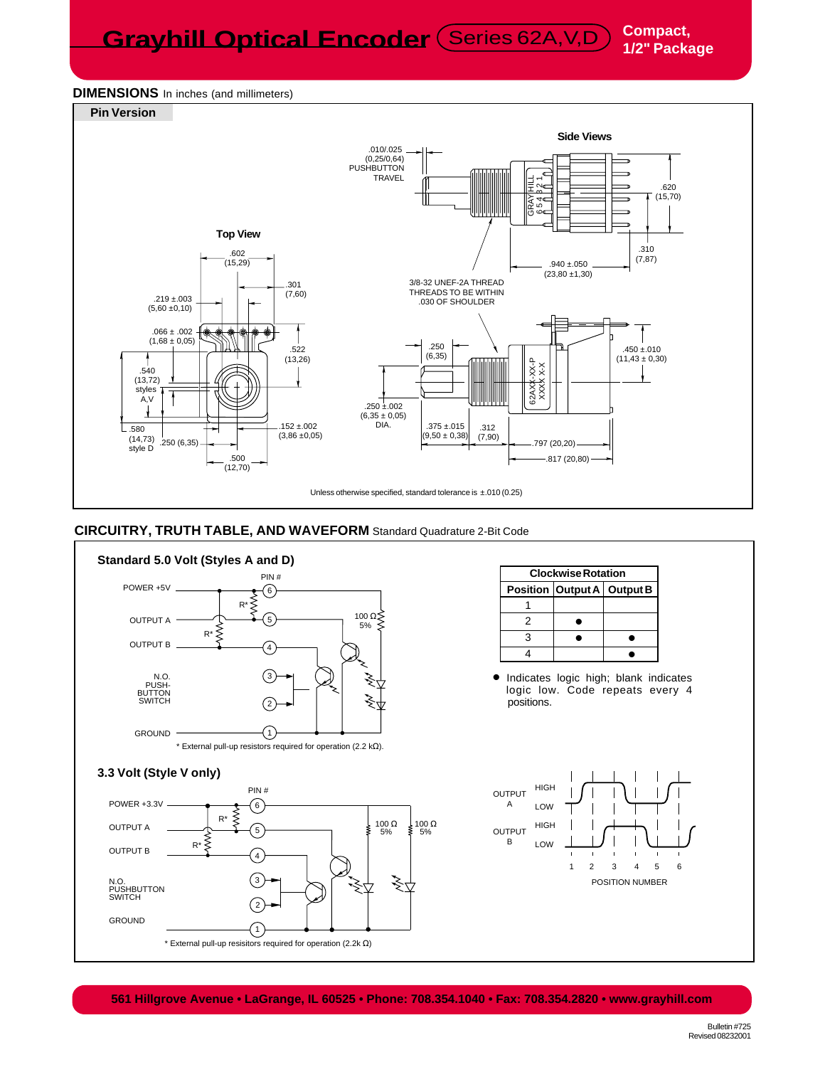# Grayhill Optical Encoder Series 62A,V,D

**Compact, 1/2" Package**

## DIMENSIONS In inches (and millimeters)

### Pin Version

**Side Views**

.010/.025 (0,25/0,64) PUSHBUTTON TRAVEL

.620 (15,70)

.310 (7,87)

.940 ±.050 (23,80 ±1,30)

3/8-32 UNEF-2A THREAD THREADS TO BE WITHIN .030 OF SHOULDER

.250 (6,35)

.450 ±.010 (11,43 ± 0,30)

.250 ±.002 (6,35 ± 0,05) DIA.

.375 ±.015 (9,50 ± 0,38)

.312 (7,90)

.797 (20,20)

.817 (20,80)

**Top View**

.602 (15,29)

.301 (7,60)

.219 ±.003 (5,60 ±0,10)

.066 ± .002 (1,68 ± 0,05)

.522 (13,26)

.540 (13,72) styles A,V

.580 (14,73) style D

.250 (6,35)

.152 ±.002 (3,86 ±0,05)

.500 (12,70)

Unless otherwise specified, standard tolerance is ±.010 (0.25)

## CIRCUITRY, TRUTH TABLE, AND WAVEFORM Standard Quadrature 2-Bit Code

### Standard 5.0 Volt (Styles A and D)

PIN #: POWER +5V (6), OUTPUT A (5), OUTPUT B (4), N.O. PUSH-BUTTON SWITCH (3, 2), GROUND (1); R*; 100 Ω 5%

* External pull-up resistors required for operation (2.2 kΩ).

### 3.3 Volt (Style V only)

PIN #: POWER +3.3V (6), OUTPUT A (5), OUTPUT B (4), N.O. PUSHBUTTON SWITCH (3, 2), GROUND (1); R*; 100 Ω 5%; 100 Ω 5%

* External pull-up resisitors required for operation (2.2k Ω)

| Clockwise Rotation | | |
|---|---|---|
| Position | Output A | Output B |
| 1 | | |
| 2 | ● | |
| 3 | ● | ● |
| 4 | | ● |

● Indicates logic high; blank indicates logic low. Code repeats every 4 positions.

OUTPUT A: HIGH / LOW
OUTPUT B: HIGH / LOW

1 2 3 4 5 6

POSITION NUMBER

561 Hillgrove Avenue • LaGrange, IL 60525 • Phone: 708.354.1040 • Fax: 708.354.2820 • www.grayhill.com

Bulletin #725
Revised 08232001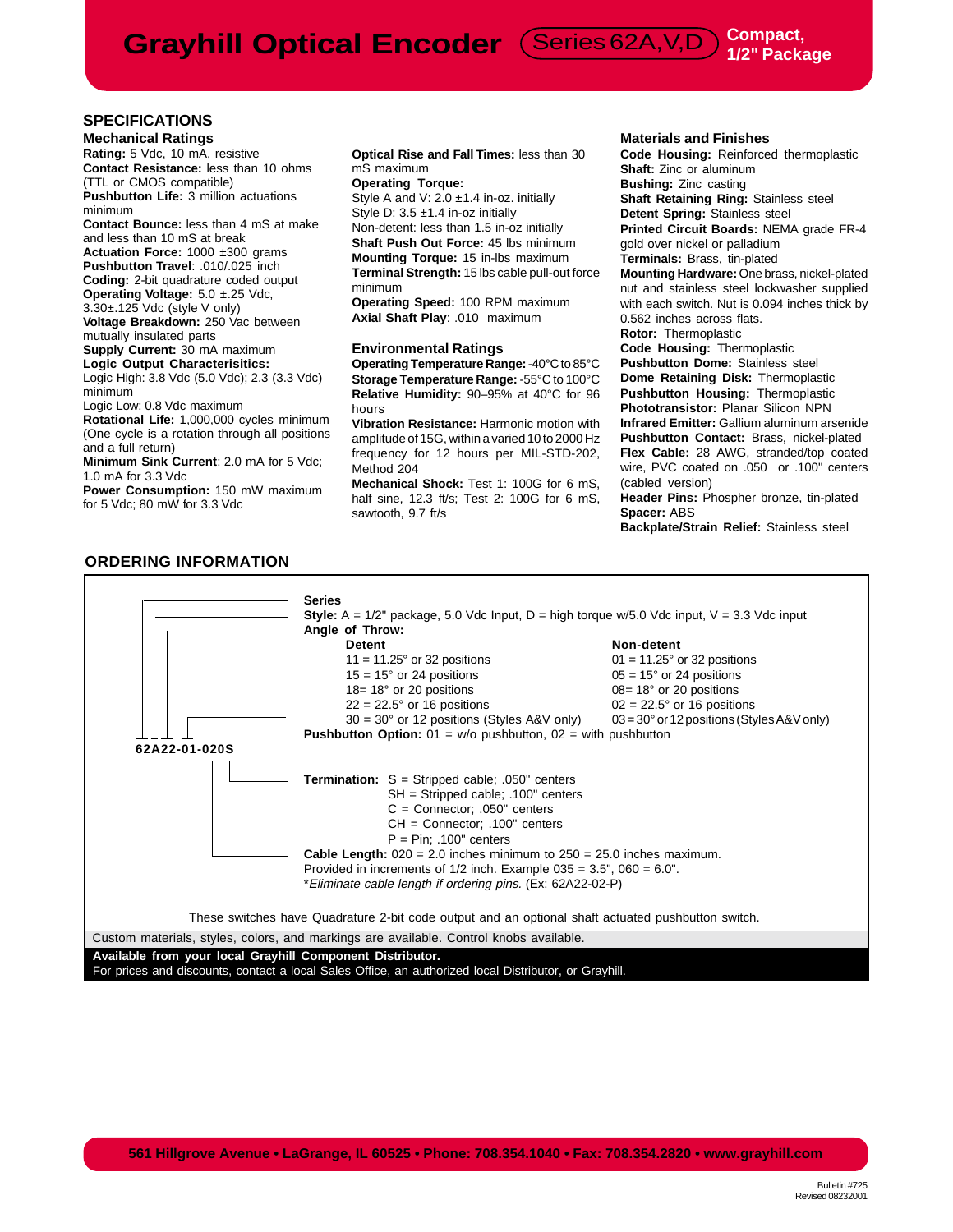# Grayhill Optical Encoder Series 62A,V,D

**Compact, 1/2" Package**

## SPECIFICATIONS

### Mechanical Ratings

**Rating:** 5 Vdc, 10 mA, resistive
**Contact Resistance:** less than 10 ohms (TTL or CMOS compatible)
**Pushbutton Life:** 3 million actuations minimum
**Contact Bounce:** less than 4 mS at make and less than 10 mS at break
**Actuation Force:** 1000 ±300 grams
**Pushbutton Travel**: .010/.025 inch
**Coding:** 2-bit quadrature coded output
**Operating Voltage:** 5.0 ±.25 Vdc, 3.30±.125 Vdc (style V only)
**Voltage Breakdown:** 250 Vac between mutually insulated parts
**Supply Current:** 30 mA maximum
**Logic Output Characterisitics:**
Logic High: 3.8 Vdc (5.0 Vdc); 2.3 (3.3 Vdc) minimum
Logic Low: 0.8 Vdc maximum
**Rotational Life:** 1,000,000 cycles minimum (One cycle is a rotation through all positions and a full return)
**Minimum Sink Current**: 2.0 mA for 5 Vdc; 1.0 mA for 3.3 Vdc
**Power Consumption:** 150 mW maximum for 5 Vdc; 80 mW for 3.3 Vdc
**Optical Rise and Fall Times:** less than 30 mS maximum
**Operating Torque:**
Style A and V: 2.0 ±1.4 in-oz. initially
Style D: 3.5 ±1.4 in-oz initially
Non-detent: less than 1.5 in-oz initially
**Shaft Push Out Force:** 45 lbs minimum
**Mounting Torque:** 15 in-lbs maximum
**Terminal Strength:** 15 lbs cable pull-out force minimum
**Operating Speed:** 100 RPM maximum
**Axial Shaft Play**: .010 maximum

### Environmental Ratings

**Operating Temperature Range:** -40°C to 85°C
**Storage Temperature Range:** -55°C to 100°C
**Relative Humidity:** 90–95% at 40°C for 96 hours
**Vibration Resistance:** Harmonic motion with amplitude of 15G, within a varied 10 to 2000 Hz frequency for 12 hours per MIL-STD-202, Method 204
**Mechanical Shock:** Test 1: 100G for 6 mS, half sine, 12.3 ft/s; Test 2: 100G for 6 mS, sawtooth, 9.7 ft/s

### Materials and Finishes

**Code Housing:** Reinforced thermoplastic
**Shaft:** Zinc or aluminum
**Bushing:** Zinc casting
**Shaft Retaining Ring:** Stainless steel
**Detent Spring:** Stainless steel
**Printed Circuit Boards:** NEMA grade FR-4 gold over nickel or palladium
**Terminals:** Brass, tin-plated
**Mounting Hardware:** One brass, nickel-plated nut and stainless steel lockwasher supplied with each switch. Nut is 0.094 inches thick by 0.562 inches across flats.
**Rotor:** Thermoplastic
**Code Housing:** Thermoplastic
**Pushbutton Dome:** Stainless steel
**Dome Retaining Disk:** Thermoplastic
**Pushbutton Housing:** Thermoplastic
**Phototransistor:** Planar Silicon NPN
**Infrared Emitter:** Gallium aluminum arsenide
**Pushbutton Contact:** Brass, nickel-plated
**Flex Cable:** 28 AWG, stranded/top coated wire, PVC coated on .050 or .100" centers (cabled version)
**Header Pins:** Phospher bronze, tin-plated
**Spacer:** ABS
**Backplate/Strain Relief:** Stainless steel

## ORDERING INFORMATION

**62A22-01-020S**

**Series**
**Style:** A = 1/2" package, 5.0 Vdc Input, D = high torque w/5.0 Vdc input, V = 3.3 Vdc input
**Angle of Throw:**

| Detent | Non-detent |
|---|---|
| 11 = 11.25° or 32 positions | 01 = 11.25° or 32 positions |
| 15 = 15° or 24 positions | 05 = 15° or 24 positions |
| 18= 18° or 20 positions | 08= 18° or 20 positions |
| 22 = 22.5° or 16 positions | 02 = 22.5° or 16 positions |
| 30 = 30° or 12 positions (Styles A&V only) | 03 = 30° or 12 positions (Styles A&V only) |

**Pushbutton Option:** 01 = w/o pushbutton, 02 = with pushbutton

**Termination:** S = Stripped cable; .050" centers
SH = Stripped cable; .100" centers
C = Connector; .050" centers
CH = Connector; .100" centers
P = Pin; .100" centers

**Cable Length:** 020 = 2.0 inches minimum to 250 = 25.0 inches maximum. Provided in increments of 1/2 inch. Example 035 = 3.5", 060 = 6.0".
**Eliminate cable length if ordering pins.* (Ex: 62A22-02-P)

These switches have Quadrature 2-bit code output and an optional shaft actuated pushbutton switch.

Custom materials, styles, colors, and markings are available. Control knobs available.

**Available from your local Grayhill Component Distributor.**
For prices and discounts, contact a local Sales Office, an authorized local Distributor, or Grayhill.

561 Hillgrove Avenue • LaGrange, IL 60525 • Phone: 708.354.1040 • Fax: 708.354.2820 • www.grayhill.com

Bulletin #725
Revised 08232001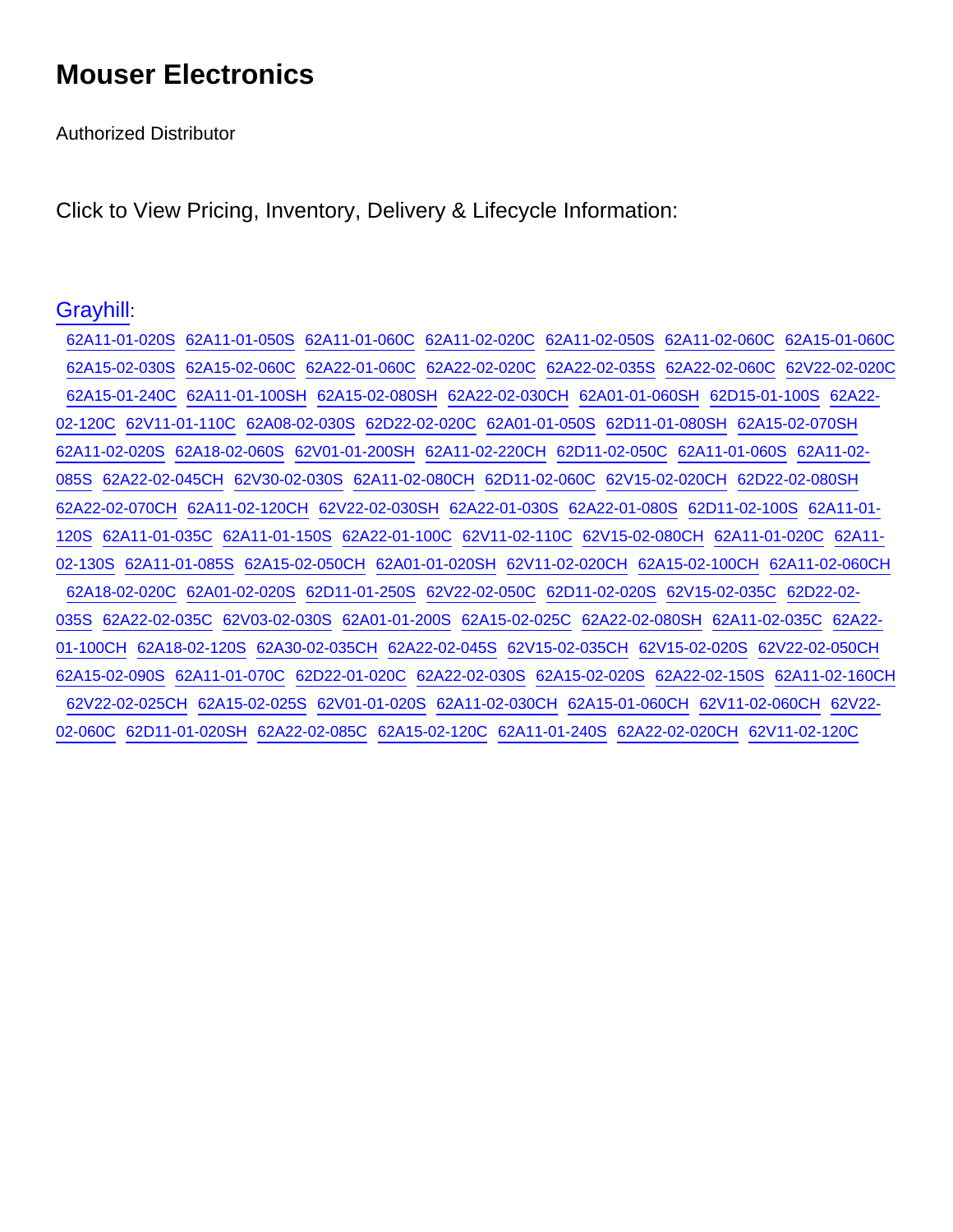# Mouser Electronics

Authorized Distributor

Click to View Pricing, Inventory, Delivery & Lifecycle Information:

Grayhill:

62A11-01-020S 62A11-01-050S 62A11-01-060C 62A11-02-020C 62A11-02-050S 62A11-02-060C 62A15-01-060C 62A15-02-030S 62A15-02-060C 62A22-01-060C 62A22-02-020C 62A22-02-035S 62A22-02-060C 62V22-02-020C 62A15-01-240C 62A11-01-100SH 62A15-02-080SH 62A22-02-030CH 62A01-01-060SH 62D15-01-100S 62A22-02-120C 62V11-01-110C 62A08-02-030S 62D22-02-020C 62A01-01-050S 62D11-01-080SH 62A15-02-070SH 62A11-02-020S 62A18-02-060S 62V01-01-200SH 62A11-02-220CH 62D11-02-050C 62A11-01-060S 62A11-02-085S 62A22-02-045CH 62V30-02-030S 62A11-02-080CH 62D11-02-060C 62V15-02-020CH 62D22-02-080SH 62A22-02-070CH 62A11-02-120CH 62V22-02-030SH 62A22-01-030S 62A22-01-080S 62D11-02-100S 62A11-01-120S 62A11-01-035C 62A11-01-150S 62A22-01-100C 62V11-02-110C 62V15-02-080CH 62A11-01-020C 62A11-02-130S 62A11-01-085S 62A15-02-050CH 62A01-01-020SH 62V11-02-020CH 62A15-02-100CH 62A11-02-060CH 62A18-02-020C 62A01-02-020S 62D11-01-250S 62V22-02-050C 62D11-02-020S 62V15-02-035C 62D22-02-035S 62A22-02-035C 62V03-02-030S 62A01-01-200S 62A15-02-025C 62A22-02-080SH 62A11-02-035C 62A22-01-100CH 62A18-02-120S 62A30-02-035CH 62A22-02-045S 62V15-02-035CH 62V15-02-020S 62V22-02-050CH 62A15-02-090S 62A11-01-070C 62D22-01-020C 62A22-02-030S 62A15-02-020S 62A22-02-150S 62A11-02-160CH 62V22-02-025CH 62A15-02-025S 62V01-01-020S 62A11-02-030CH 62A15-01-060CH 62V11-02-060CH 62V22-02-060C 62D11-01-020SH 62A22-02-085C 62A15-02-120C 62A11-01-240S 62A22-02-020CH 62V11-02-120C